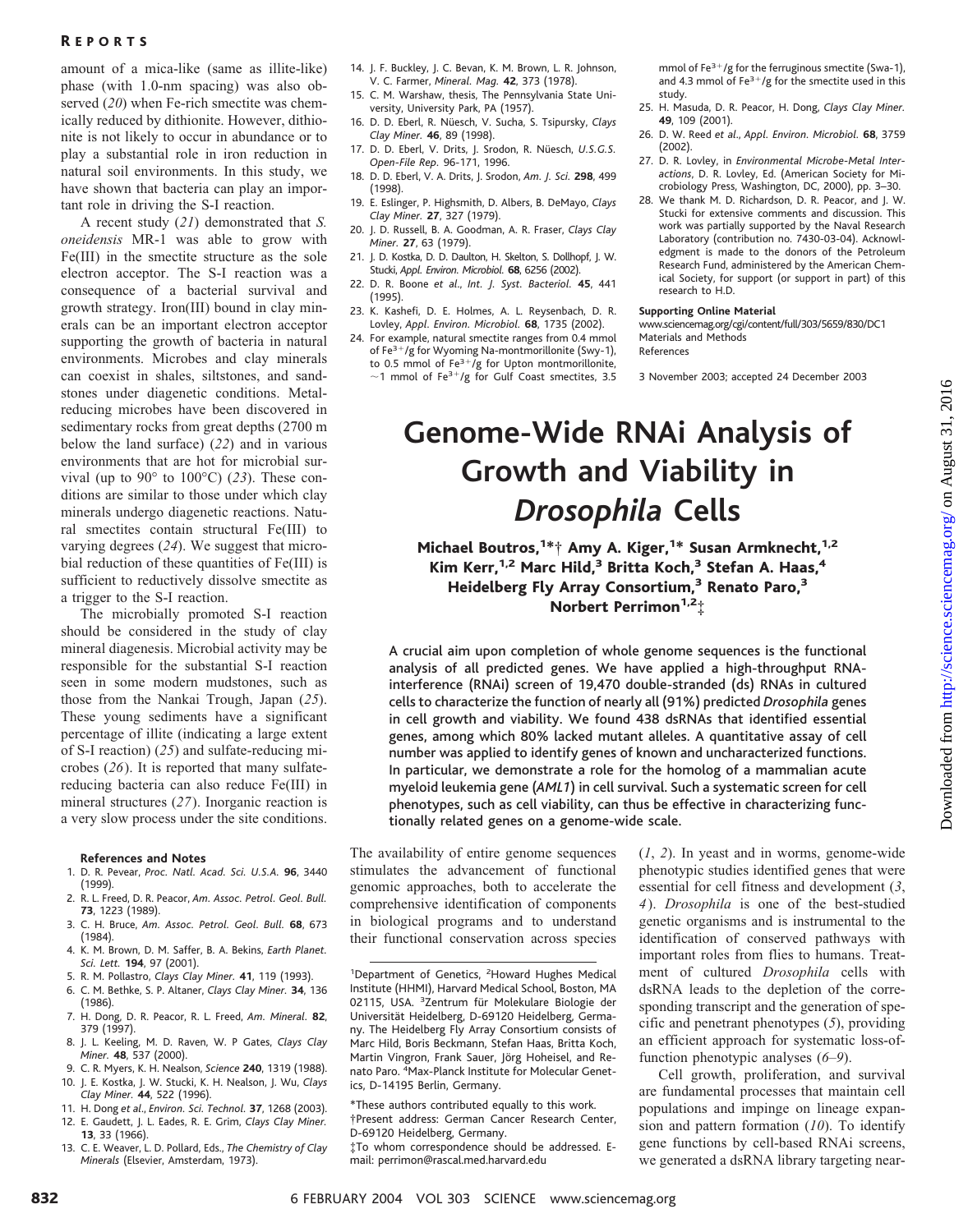amount of a mica-like (same as illite-like) phase (with 1.0-nm spacing) was also observed (20) when Fe-rich smectite was chemically reduced by dithionite. However, dithionite is not likely to occur in abundance or to play a substantial role in iron reduction in natural soil environments. In this study, we have shown that bacteria can play an important role in driving the S-I reaction.

A recent study (21) demonstrated that *S. oneidensis* MR-1 was able to grow with Fe(III) in the smectite structure as the sole electron acceptor. The S-I reaction was a consequence of a bacterial survival and growth strategy. Iron(III) bound in clay minerals can be an important electron acceptor supporting the growth of bacteria in natural environments. Microbes and clay minerals can coexist in shales, siltstones, and sandstones under diagenetic conditions. Metal-reducing microbes have been discovered in sedimentary rocks from great depths (2700 m below the land surface) (22) and in various environments that are hot for microbial survival (up to 90° to 100°C) (23). These conditions are similar to those under which clay minerals undergo diagenetic reactions. Natural smectites contain structural Fe(III) to varying degrees (24). We suggest that microbial reduction of these quantities of Fe(III) is sufficient to reductively dissolve smectite as a trigger to the S-I reaction.

The microbially promoted S-I reaction should be considered in the study of clay mineral diagenesis. Microbial activity may be responsible for the substantial S-I reaction seen in some modern mudstones, such as those from the Nankai Trough, Japan (25). These young sediments have a significant percentage of illite (indicating a large extent of S-I reaction) (25) and sulfate-reducing microbes (26). It is reported that many sulfate-reducing bacteria can also reduce Fe(III) in mineral structures (27). Inorganic reaction is a very slow process under the site conditions.

**References and Notes**

1. D. R. Pevear, *Proc. Natl. Acad. Sci. U.S.A.* **96**, 3440 (1999).
2. R. L. Freed, D. R. Peacor, *Am. Assoc. Petrol. Geol. Bull.* **73**, 1223 (1989).
3. C. H. Bruce, *Am. Assoc. Petrol. Geol. Bull.* **68**, 673 (1984).
4. K. M. Brown, D. M. Saffer, B. A. Bekins, *Earth Planet. Sci. Lett.* **194**, 97 (2001).
5. R. M. Pollastro, *Clays Clay Miner.* **41**, 119 (1993).
6. C. M. Bethke, S. P. Altaner, *Clays Clay Miner.* **34**, 136 (1986).
7. H. Dong, D. R. Peacor, R. L. Freed, *Am. Mineral.* **82**, 379 (1997).
8. J. L. Keeling, M. D. Raven, W. P Gates, *Clays Clay Miner.* **48**, 537 (2000).
9. C. R. Myers, K. H. Nealson, *Science* **240**, 1319 (1988).
10. J. E. Kostka, J. W. Stucki, K. H. Nealson, J. Wu, *Clays Clay Miner.* **44**, 522 (1996).
11. H. Dong *et al.*, *Environ. Sci. Technol.* **37**, 1268 (2003).
12. E. Gaudett, J. L. Eades, R. E. Grim, *Clays Clay Miner.* **13**, 33 (1966).
13. C. E. Weaver, L. D. Pollard, Eds., *The Chemistry of Clay Minerals* (Elsevier, Amsterdam, 1973).
14. J. F. Buckley, J. C. Bevan, K. M. Brown, L. R. Johnson, V. C. Farmer, *Mineral. Mag.* **42**, 373 (1978).
15. C. M. Warshaw, thesis, The Pennsylvania State University, University Park, PA (1957).
16. D. D. Eberl, R. Nüesch, V. Sucha, S. Tsipursky, *Clays Clay Miner.* **46**, 89 (1998).
17. D. D. Eberl, V. Drits, J. Srodon, R. Nüesch, *U.S.G.S. Open-File Rep.* 96-171, 1996.
18. D. D. Eberl, V. A. Drits, J. Srodon, *Am. J. Sci.* **298**, 499 (1998).
19. E. Eslinger, P. Highsmith, D. Albers, B. DeMayo, *Clays Clay Miner.* **27**, 327 (1979).
20. J. D. Russell, B. A. Goodman, A. R. Fraser, *Clays Clay Miner.* **27**, 63 (1979).
21. J. D. Kostka, D. D. Daulton, H. Skelton, S. Dollhopf, J. W. Stucki, *Appl. Environ. Microbiol.* **68**, 6256 (2002).
22. D. R. Boone *et al.*, *Int. J. Syst. Bacteriol.* **45**, 441 (1995).
23. K. Kashefi, D. E. Holmes, A. L. Reysenbach, D. R. Lovley, *Appl. Environ. Microbiol.* **68**, 1735 (2002).
24. For example, natural smectite ranges from 0.4 mmol of $Fe^{3+}$/g for Wyoming Na-montmorillonite (Swy-1), to 0.5 mmol of $Fe^{3+}$/g for Upton montmorillonite, ~1 mmol of $Fe^{3+}$/g for Gulf Coast smectites, 3.5 mmol of $Fe^{3+}$/g for the ferruginous smectite (Swa-1), and 4.3 mmol of $Fe^{3+}$/g for the smectite used in this study.
25. H. Masuda, D. R. Peacor, H. Dong, *Clays Clay Miner.* **49**, 109 (2001).
26. D. W. Reed *et al.*, *Appl. Environ. Microbiol.* **68**, 3759 (2002).
27. D. R. Lovley, in *Environmental Microbe-Metal Interactions*, D. R. Lovley, Ed. (American Society for Microbiology Press, Washington, DC, 2000), pp. 3–30.
28. We thank M. D. Richardson, D. R. Peacor, and J. W. Stucki for extensive comments and discussion. This work was partially supported by the Naval Research Laboratory (contribution no. 7430-03-04). Acknowledgment is made to the donors of the Petroleum Research Fund, administered by the American Chemical Society, for support (or support in part) of this research to H.D.

**Supporting Online Material**
www.sciencemag.org/cgi/content/full/303/5659/830/DC1
Materials and Methods
References

3 November 2003; accepted 24 December 2003

# Genome-Wide RNAi Analysis of Growth and Viability in *Drosophila* Cells

**Michael Boutros,[1*†] Amy A. Kiger,[1*] Susan Armknecht,[1,2] Kim Kerr,[1,2] Marc Hild,[3] Britta Koch,[3] Stefan A. Haas,[4] Heidelberg Fly Array Consortium,[3] Renato Paro,[3] Norbert Perrimon[1,2‡]**

A crucial aim upon completion of whole genome sequences is the functional analysis of all predicted genes. We have applied a high-throughput RNA-interference (RNAi) screen of 19,470 double-stranded (ds) RNAs in cultured cells to characterize the function of nearly all (91%) predicted *Drosophila* genes in cell growth and viability. We found 438 dsRNAs that identified essential genes, among which 80% lacked mutant alleles. A quantitative assay of cell number was applied to identify genes of known and uncharacterized functions. In particular, we demonstrate a role for the homolog of a mammalian acute myeloid leukemia gene (*AML1*) in cell survival. Such a systematic screen for cell phenotypes, such as cell viability, can thus be effective in characterizing functionally related genes on a genome-wide scale.

The availability of entire genome sequences stimulates the advancement of functional genomic approaches, both to accelerate the comprehensive identification of components in biological programs and to understand their functional conservation across species (1, 2). In yeast and in worms, genome-wide phenotypic studies identified genes that were essential for cell fitness and development (3, 4). *Drosophila* is one of the best-studied genetic organisms and is instrumental to the identification of conserved pathways with important roles from flies to humans. Treatment of cultured *Drosophila* cells with dsRNA leads to the depletion of the corresponding transcript and the generation of specific and penetrant phenotypes (5), providing an efficient approach for systematic loss-of-function phenotypic analyses (6–9).

Cell growth, proliferation, and survival are fundamental processes that maintain cell populations and impinge on lineage expansion and pattern formation (10). To identify gene functions by cell-based RNAi screens, we generated a dsRNA library targeting near-

[1]Department of Genetics, [2]Howard Hughes Medical Institute (HHMI), Harvard Medical School, Boston, MA 02115, USA. [3]Zentrum für Molekulare Biologie der Universität Heidelberg, D-69120 Heidelberg, Germany. The Heidelberg Fly Array Consortium consists of Marc Hild, Boris Beckmann, Stefan Haas, Britta Koch, Martin Vingron, Frank Sauer, Jörg Hoheisel, and Renato Paro. [4]Max-Planck Institute for Molecular Genetics, D-14195 Berlin, Germany.

*These authors contributed equally to this work.
†Present address: German Cancer Research Center, D-69120 Heidelberg, Germany.
‡To whom correspondence should be addressed. E-mail: perrimon@rascal.med.harvard.edu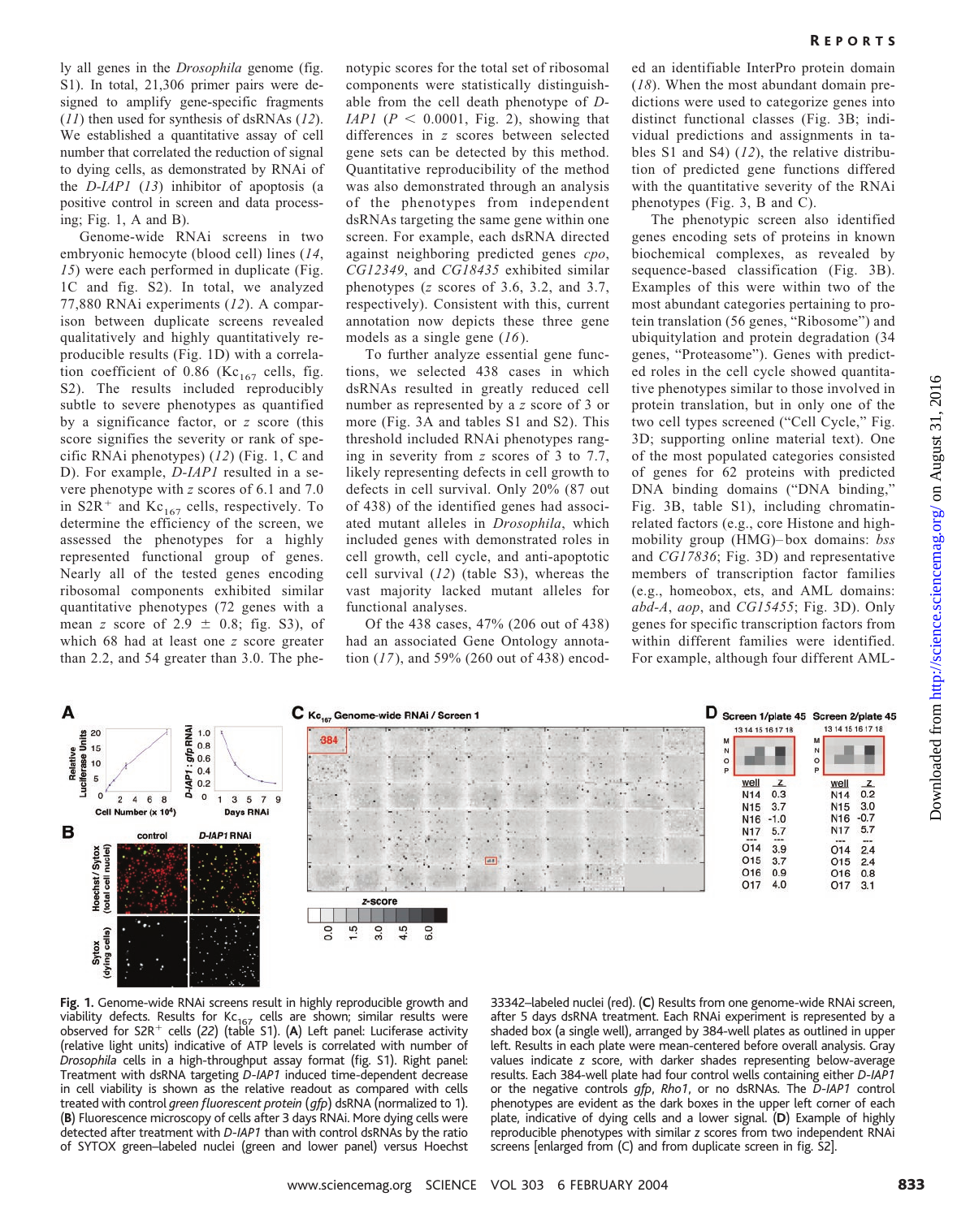ly all genes in the *Drosophila* genome (fig. S1). In total, 21,306 primer pairs were designed to amplify gene-specific fragments (*11*) then used for synthesis of dsRNAs (*12*). We established a quantitative assay of cell number that correlated the reduction of signal to dying cells, as demonstrated by RNAi of the *D-IAP1* (*13*) inhibitor of apoptosis (a positive control in screen and data processing; Fig. 1, A and B).

Genome-wide RNAi screens in two embryonic hemocyte (blood cell) lines (*14*, *15*) were each performed in duplicate (Fig. 1C and fig. S2). In total, we analyzed 77,880 RNAi experiments (*12*). A comparison between duplicate screens revealed qualitatively and highly quantitatively reproducible results (Fig. 1D) with a correlation coefficient of 0.86 ($Kc_{167}$ cells, fig. S2). The results included reproducibly subtle to severe phenotypes as quantified by a significance factor, or *z* score (this score signifies the severity or rank of specific RNAi phenotypes) (*12*) (Fig. 1, C and D). For example, *D-IAP1* resulted in a severe phenotype with *z* scores of 6.1 and 7.0 in $S2R^+$ and $Kc_{167}$ cells, respectively. To determine the efficiency of the screen, we assessed the phenotypes for a highly represented functional group of genes. Nearly all of the tested genes encoding ribosomal components exhibited similar quantitative phenotypes (72 genes with a mean *z* score of 2.9 ± 0.8; fig. S3), of which 68 had at least one *z* score greater than 2.2, and 54 greater than 3.0. The phenotypic scores for the total set of ribosomal components were statistically distinguishable from the cell death phenotype of *D-IAP1* ($P < 0.0001$, Fig. 2), showing that differences in *z* scores between selected gene sets can be detected by this method. Quantitative reproducibility of the method was also demonstrated through an analysis of the phenotypes from independent dsRNAs targeting the same gene within one screen. For example, each dsRNA directed against neighboring predicted genes *cpo*, *CG12349*, and *CG18435* exhibited similar phenotypes (*z* scores of 3.6, 3.2, and 3.7, respectively). Consistent with this, current annotation now depicts these three gene models as a single gene (*16*).

To further analyze essential gene functions, we selected 438 cases in which dsRNAs resulted in greatly reduced cell number as represented by a *z* score of 3 or more (Fig. 3A and tables S1 and S2). This threshold included RNAi phenotypes ranging in severity from *z* scores of 3 to 7.7, likely representing defects in cell growth to defects in cell survival. Only 20% (87 out of 438) of the identified genes had associated mutant alleles in *Drosophila*, which included genes with demonstrated roles in cell growth, cell cycle, and anti-apoptotic cell survival (*12*) (table S3), whereas the vast majority lacked mutant alleles for functional analyses.

Of the 438 cases, 47% (206 out of 438) had an associated Gene Ontology annotation (*17*), and 59% (260 out of 438) encoded an identifiable InterPro protein domain (*18*). When the most abundant domain predictions were used to categorize genes into distinct functional classes (Fig. 3B; individual predictions and assignments in tables S1 and S4) (*12*), the relative distribution of predicted gene functions differed with the quantitative severity of the RNAi phenotypes (Fig. 3, B and C).

The phenotypic screen also identified genes encoding sets of proteins in known biochemical complexes, as revealed by sequence-based classification (Fig. 3B). Examples of this were within two of the most abundant categories pertaining to protein translation (56 genes, "Ribosome") and ubiquitylation and protein degradation (34 genes, "Proteasome"). Genes with predicted roles in the cell cycle showed quantitative phenotypes similar to those involved in protein translation, but in only one of the two cell types screened ("Cell Cycle," Fig. 3D; supporting online material text). One of the most populated categories consisted of genes for 62 proteins with predicted DNA binding domains ("DNA binding," Fig. 3B, table S1), including chromatin-related factors (e.g., core Histone and high-mobility group (HMG)–box domains: *bss* and *CG17836*; Fig. 3D) and representative members of transcription factor families (e.g., homeobox, ets, and AML domains: *abd-A*, *aop*, and *CG15455*; Fig. 3D). Only genes for specific transcription factors from within different families were identified. For example, although four different AML-

**Fig. 1.** Genome-wide RNAi screens result in highly reproducible growth and viability defects. Results for $Kc_{167}$ cells are shown; similar results were observed for $S2R^+$ cells (*22*) (table S1). (**A**) Left panel: Luciferase activity (relative light units) indicative of ATP levels is correlated with number of *Drosophila* cells in a high-throughput assay format (fig. S1). Right panel: Treatment with dsRNA targeting *D-IAP1* induced time-dependent decrease in cell viability is shown as the relative readout as compared with cells treated with control *green fluorescent protein* (*gfp*) dsRNA (normalized to 1). (**B**) Fluorescence microscopy of cells after 3 days RNAi. More dying cells were detected after treatment with *D-IAP1* than with control dsRNAs by the ratio of SYTOX green–labeled nuclei (green and lower panel) versus Hoechst 33342–labeled nuclei (red). (**C**) Results from one genome-wide RNAi screen, after 5 days dsRNA treatment. Each RNAi experiment is represented by a shaded box (a single well), arranged by 384-well plates as outlined in upper left. Results in each plate were mean-centered before overall analysis. Gray values indicate *z* score, with darker shades representing below-average results. Each 384-well plate had four control wells containing either *D-IAP1* or the negative controls *gfp*, *Rho1*, or no dsRNAs. The *D-IAP1* control phenotypes are evident as the dark boxes in the upper left corner of each plate, indicative of dying cells and a lower signal. (**D**) Example of highly reproducible phenotypes with similar *z* scores from two independent RNAi screens [enlarged from (C) and from duplicate screen in fig. S2].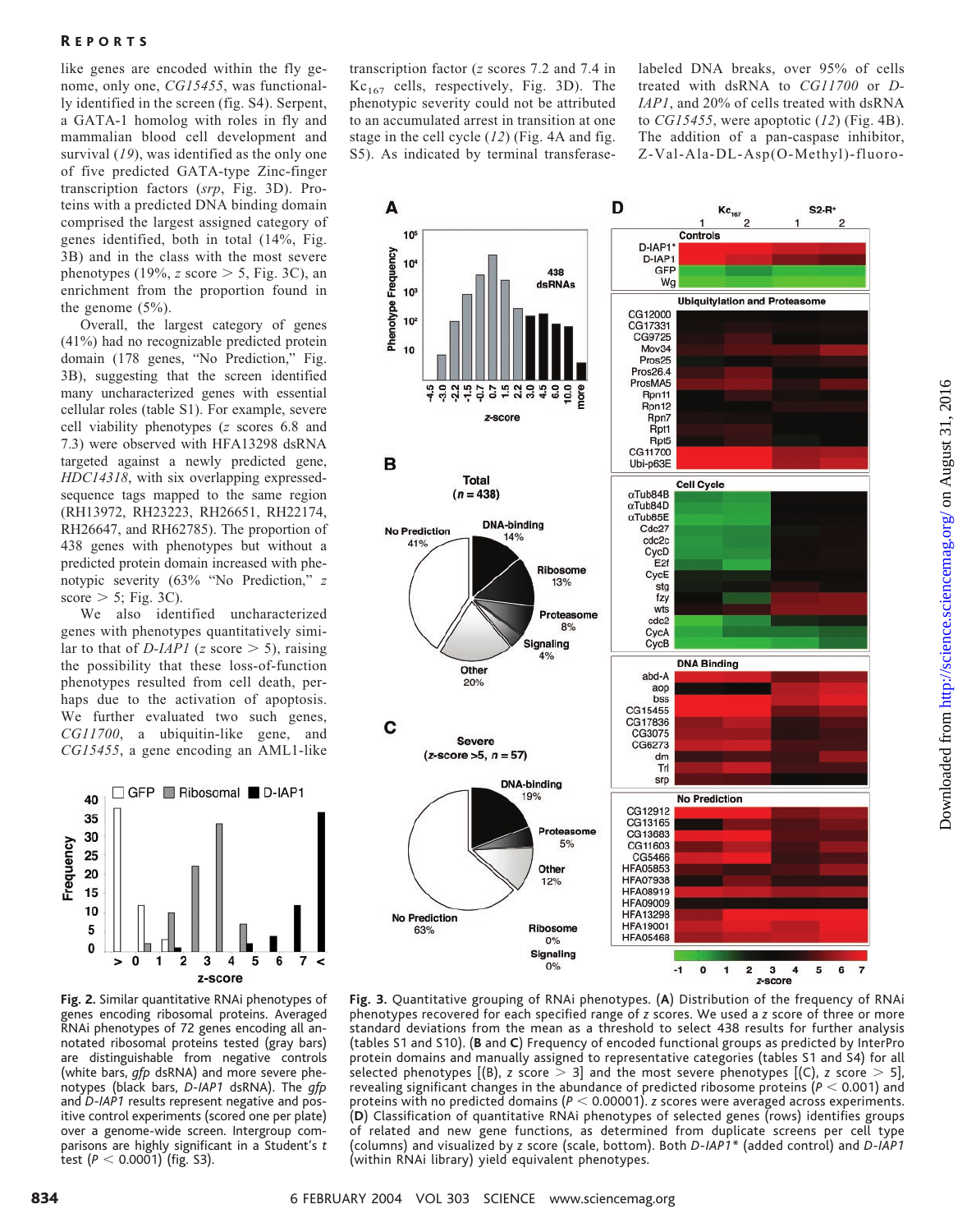like genes are encoded within the fly genome, only one, *CG15455*, was functionally identified in the screen (fig. S4). Serpent, a GATA-1 homolog with roles in fly and mammalian blood cell development and survival (*19*), was identified as the only one of five predicted GATA-type Zinc-finger transcription factors (*srp*, Fig. 3D). Proteins with a predicted DNA binding domain comprised the largest assigned category of genes identified, both in total (14%, Fig. 3B) and in the class with the most severe phenotypes (19%, $z$ score > 5, Fig. 3C), an enrichment from the proportion found in the genome (5%).

Overall, the largest category of genes (41%) had no recognizable predicted protein domain (178 genes, "No Prediction," Fig. 3B), suggesting that the screen identified many uncharacterized genes with essential cellular roles (table S1). For example, severe cell viability phenotypes ($z$ scores 6.8 and 7.3) were observed with HFA13298 dsRNA targeted against a newly predicted gene, *HDC14318*, with six overlapping expressed-sequence tags mapped to the same region (RH13972, RH23223, RH26651, RH22174, RH26647, and RH62785). The proportion of 438 genes with phenotypes but without a predicted protein domain increased with phenotypic severity (63% "No Prediction," $z$ score > 5; Fig. 3C).

We also identified uncharacterized genes with phenotypes quantitatively similar to that of *D-IAP1* ($z$ score > 5), raising the possibility that these loss-of-function phenotypes resulted from cell death, perhaps due to the activation of apoptosis. We further evaluated two such genes, *CG11700*, a ubiquitin-like gene, and *CG15455*, a gene encoding an AML1-like transcription factor ($z$ scores 7.2 and 7.4 in $Kc_{167}$ cells, respectively, Fig. 3D). The phenotypic severity could not be attributed to an accumulated arrest in transition at one stage in the cell cycle (*12*) (Fig. 4A and fig. S5). As indicated by terminal transferase-labeled DNA breaks, over 95% of cells treated with dsRNA to *CG11700* or *D-IAP1*, and 20% of cells treated with dsRNA to *CG15455*, were apoptotic (*12*) (Fig. 4B). The addition of a pan-caspase inhibitor, Z-Val-Ala-DL-Asp(O-Methyl)-fluoro-

**Fig. 2.** Similar quantitative RNAi phenotypes of genes encoding ribosomal proteins. Averaged RNAi phenotypes of 72 genes encoding all annotated ribosomal proteins tested (gray bars) are distinguishable from negative controls (white bars, *gfp* dsRNA) and more severe phenotypes (black bars, *D-IAP1* dsRNA). The *gfp* and *D-IAP1* results represent negative and positive control experiments (scored one per plate) over a genome-wide screen. Intergroup comparisons are highly significant in a Student's $t$ test ($P < 0.0001$) (fig. S3).

**Fig. 3.** Quantitative grouping of RNAi phenotypes. (**A**) Distribution of the frequency of RNAi phenotypes recovered for each specified range of $z$ scores. We used a $z$ score of three or more standard deviations from the mean as a threshold to select 438 results for further analysis (tables S1 and S10). (**B** and **C**) Frequency of encoded functional groups as predicted by InterPro protein domains and manually assigned to representative categories (tables S1 and S4) for all selected phenotypes [(B), $z$ score > 3] and the most severe phenotypes [(C), $z$ score > 5], revealing significant changes in the abundance of predicted ribosome proteins ($P < 0.001$) and proteins with no predicted domains ($P < 0.00001$). $z$ scores were averaged across experiments. (**D**) Classification of quantitative RNAi phenotypes of selected genes (rows) identifies groups of related and new gene functions, as determined from duplicate screens per cell type (columns) and visualized by $z$ score (scale, bottom). Both *D-IAP1\** (added control) and *D-IAP1* (within RNAi library) yield equivalent phenotypes.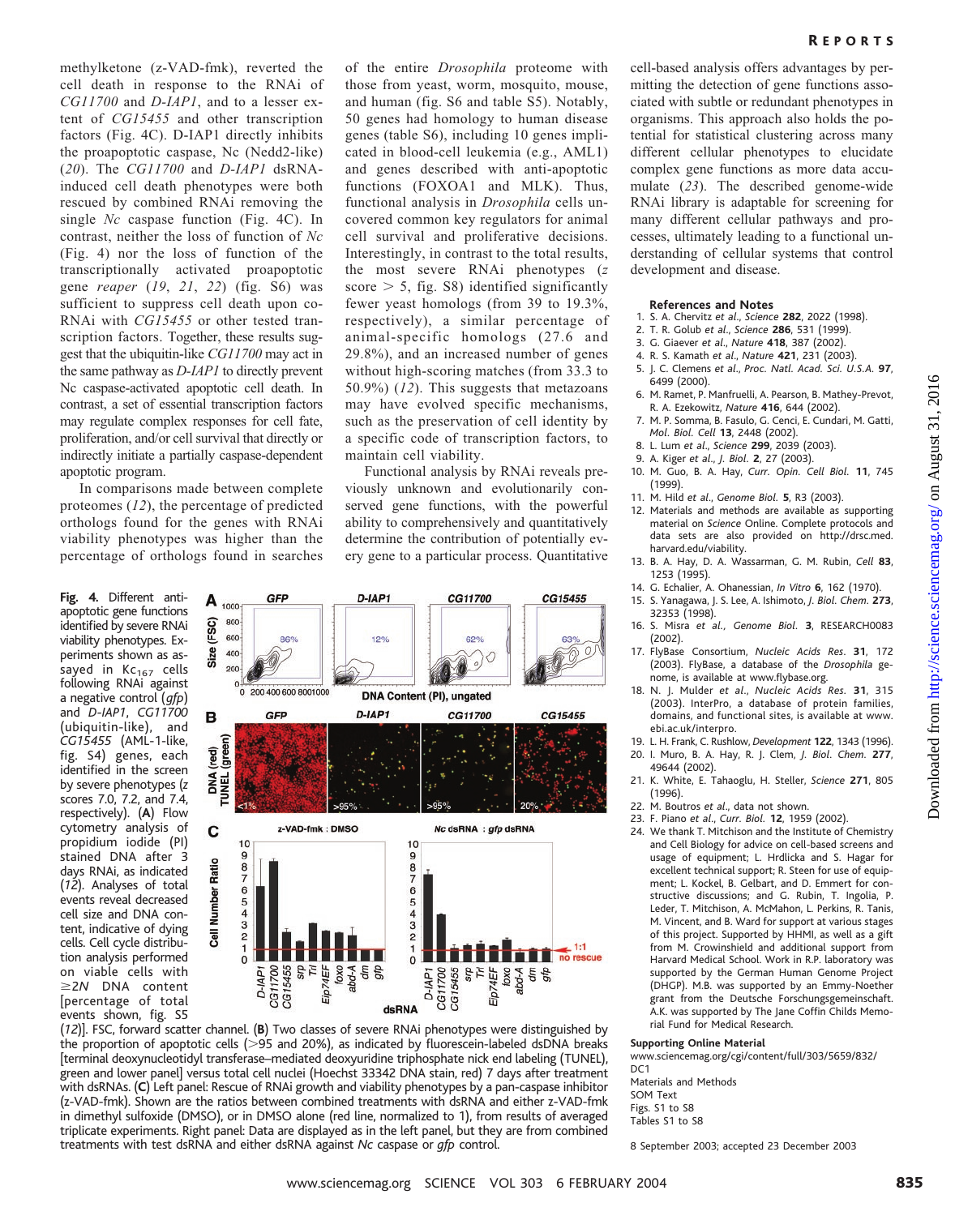methylketone (z-VAD-fmk), reverted the cell death in response to the RNAi of *CG11700* and *D-IAP1*, and to a lesser extent of *CG15455* and other transcription factors (Fig. 4C). D-IAP1 directly inhibits the proapoptotic caspase, Nc (Nedd2-like) (*20*). The *CG11700* and *D-IAP1* dsRNA-induced cell death phenotypes were both rescued by combined RNAi removing the single *Nc* caspase function (Fig. 4C). In contrast, neither the loss of function of *Nc* (Fig. 4) nor the loss of function of the transcriptionally activated proapoptotic gene *reaper* (*19*, *21*, *22*) (fig. S6) was sufficient to suppress cell death upon co-RNAi with *CG15455* or other tested transcription factors. Together, these results suggest that the ubiquitin-like *CG11700* may act in the same pathway as *D-IAP1* to directly prevent Nc caspase-activated apoptotic cell death. In contrast, a set of essential transcription factors may regulate complex responses for cell fate, proliferation, and/or cell survival that directly or indirectly initiate a partially caspase-dependent apoptotic program.

In comparisons made between complete proteomes (*12*), the percentage of predicted orthologs found for the genes with RNAi viability phenotypes was higher than the percentage of orthologs found in searches of the entire *Drosophila* proteome with those from yeast, worm, mosquito, mouse, and human (fig. S6 and table S5). Notably, 50 genes had homology to human disease genes (table S6), including 10 genes implicated in blood-cell leukemia (e.g., AML1) and genes described with anti-apoptotic functions (FOXOA1 and MLK). Thus, functional analysis in *Drosophila* cells uncovered common key regulators for animal cell survival and proliferative decisions. Interestingly, in contrast to the total results, the most severe RNAi phenotypes (*z* score > 5, fig. S8) identified significantly fewer yeast homologs (from 39 to 19.3%, respectively), a similar percentage of animal-specific homologs (27.6 and 29.8%), and an increased number of genes without high-scoring matches (from 33.3 to 50.9%) (*12*). This suggests that metazoans may have evolved specific mechanisms, such as the preservation of cell identity by a specific code of transcription factors, to maintain cell viability.

Functional analysis by RNAi reveals previously unknown and evolutionarily conserved gene functions, with the powerful ability to comprehensively and quantitatively determine the contribution of potentially every gene to a particular process. Quantitative cell-based analysis offers advantages by permitting the detection of gene functions associated with subtle or redundant phenotypes in organisms. This approach also holds the potential for statistical clustering across many different cellular phenotypes to elucidate complex gene functions as more data accumulate (*23*). The described genome-wide RNAi library is adaptable for screening for many different cellular pathways and processes, ultimately leading to a functional understanding of cellular systems that control development and disease.

**Fig. 4.** Different anti-apoptotic gene functions identified by severe RNAi viability phenotypes. Experiments shown as assayed in $Kc_{167}$ cells following RNAi against a negative control (*gfp*) and *D-IAP1*, *CG11700* (ubiquitin-like), and *CG15455* (AML-1-like, fig. S4) genes, each identified in the screen by severe phenotypes (*z* scores 7.0, 7.2, and 7.4, respectively). (**A**) Flow cytometry analysis of propidium iodide (PI) stained DNA after 3 days RNAi, as indicated (*12*). Analyses of total events reveal decreased cell size and DNA content, indicative of dying cells. Cell cycle distribution analysis performed on viable cells with ≥2*N* DNA content [percentage of total events shown, fig. S5 (*12*)]. FSC, forward scatter channel. (**B**) Two classes of severe RNAi phenotypes were distinguished by the proportion of apoptotic cells (>95 and 20%), as indicated by fluorescein-labeled dsDNA breaks [terminal deoxynucleotidyl transferase–mediated deoxyuridine triphosphate nick end labeling (TUNEL), green and lower panel] versus total cell nuclei (Hoechst 33342 DNA stain, red) 7 days after treatment with dsRNAs. (**C**) Left panel: Rescue of RNAi growth and viability phenotypes by a pan-caspase inhibitor (z-VAD-fmk). Shown are the ratios between combined treatments with dsRNA and either z-VAD-fmk in dimethyl sulfoxide (DMSO), or in DMSO alone (red line, normalized to 1), from results of averaged triplicate experiments. Right panel: Data are displayed as in the left panel, but they are from combined treatments with test dsRNA and either dsRNA against *Nc* caspase or *gfp* control.

## References and Notes

1. S. A. Chervitz *et al.*, *Science* **282**, 2022 (1998).
2. T. R. Golub *et al.*, *Science* **286**, 531 (1999).
3. G. Giaever *et al.*, *Nature* **418**, 387 (2002).
4. R. S. Kamath *et al.*, *Nature* **421**, 231 (2003).
5. J. C. Clemens *et al.*, *Proc. Natl. Acad. Sci. U.S.A.* **97**, 6499 (2000).
6. M. Ramet, P. Manfruelli, A. Pearson, B. Mathey-Prevot, R. A. Ezekowitz, *Nature* **416**, 644 (2002).
7. M. P. Somma, B. Fasulo, G. Cenci, E. Cundari, M. Gatti, *Mol. Biol. Cell* **13**, 2448 (2002).
8. L. Lum *et al.*, *Science* **299**, 2039 (2003).
9. A. Kiger *et al.*, *J. Biol.* **2**, 27 (2003).
10. M. Guo, B. A. Hay, *Curr. Opin. Cell Biol.* **11**, 745 (1999).
11. M. Hild *et al.*, *Genome Biol.* **5**, R3 (2003).
12. Materials and methods are available as supporting material on *Science* Online. Complete protocols and data sets are also provided on http://drsc.med.harvard.edu/viability.
13. B. A. Hay, D. A. Wassarman, G. M. Rubin, *Cell* **83**, 1253 (1995).
14. G. Echalier, A. Ohanessian, *In Vitro* **6**, 162 (1970).
15. S. Yanagawa, J. S. Lee, A. Ishimoto, *J. Biol. Chem.* **273**, 32353 (1998).
16. S. Misra *et al.*, *Genome Biol.* **3**, RESEARCH0083 (2002).
17. FlyBase Consortium, *Nucleic Acids Res.* **31**, 172 (2003). FlyBase, a database of the *Drosophila* genome, is available at www.flybase.org.
18. N. J. Mulder *et al.*, *Nucleic Acids Res.* **31**, 315 (2003). InterPro, a database of protein families, domains, and functional sites, is available at www.ebi.ac.uk/interpro.
19. L. H. Frank, C. Rushlow, *Development* **122**, 1343 (1996).
20. I. Muro, B. A. Hay, R. J. Clem, *J. Biol. Chem.* **277**, 49644 (2002).
21. K. White, E. Tahaoglu, H. Steller, *Science* **271**, 805 (1996).
22. M. Boutros *et al.*, data not shown.
23. F. Piano *et al.*, *Curr. Biol.* **12**, 1959 (2002).
24. We thank T. Mitchison and the Institute of Chemistry and Cell Biology for advice on cell-based screens and usage of equipment; L. Hrdlicka and S. Hagar for excellent technical support; R. Steen for use of equipment; L. Kockel, B. Gelbart, and D. Emmert for constructive discussions; and G. Rubin, T. Ingolia, P. Leder, T. Mitchison, A. McMahon, L. Perkins, R. Tanis, M. Vincent, and B. Ward for support at various stages of this project. Supported by HHMI, as well as a gift from M. Crowinshield and additional support from Harvard Medical School. Work in R.P. laboratory was supported by the German Human Genome Project (DHGP). M.B. was supported by an Emmy-Noether grant from the Deutsche Forschungsgemeinschaft. A.K. was supported by The Jane Coffin Childs Memorial Fund for Medical Research.

**Supporting Online Material**

www.sciencemag.org/cgi/content/full/303/5659/832/DC1

Materials and Methods

SOM Text

Figs. S1 to S8

Tables S1 to S8

8 September 2003; accepted 23 December 2003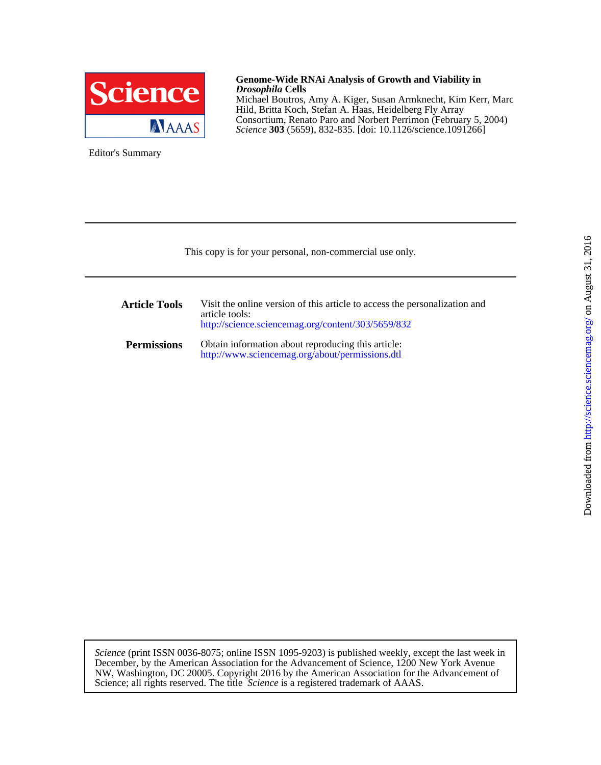**Genome-Wide RNAi Analysis of Growth and Viability in *Drosophila* Cells**

Michael Boutros, Amy A. Kiger, Susan Armknecht, Kim Kerr, Marc Hild, Britta Koch, Stefan A. Haas, Heidelberg Fly Array Consortium, Renato Paro and Norbert Perrimon (February 5, 2004)

*Science* **303** (5659), 832-835. [doi: 10.1126/science.1091266]

Editor's Summary

This copy is for your personal, non-commercial use only.

**Article Tools** Visit the online version of this article to access the personalization and article tools:
http://science.sciencemag.org/content/303/5659/832

**Permissions** Obtain information about reproducing this article:
http://www.sciencemag.org/about/permissions.dtl

*Science* (print ISSN 0036-8075; online ISSN 1095-9203) is published weekly, except the last week in December, by the American Association for the Advancement of Science, 1200 New York Avenue NW, Washington, DC 20005. Copyright 2016 by the American Association for the Advancement of Science; all rights reserved. The title *Science* is a registered trademark of AAAS.

Downloaded from http://science.sciencemag.org/ on August 31, 2016